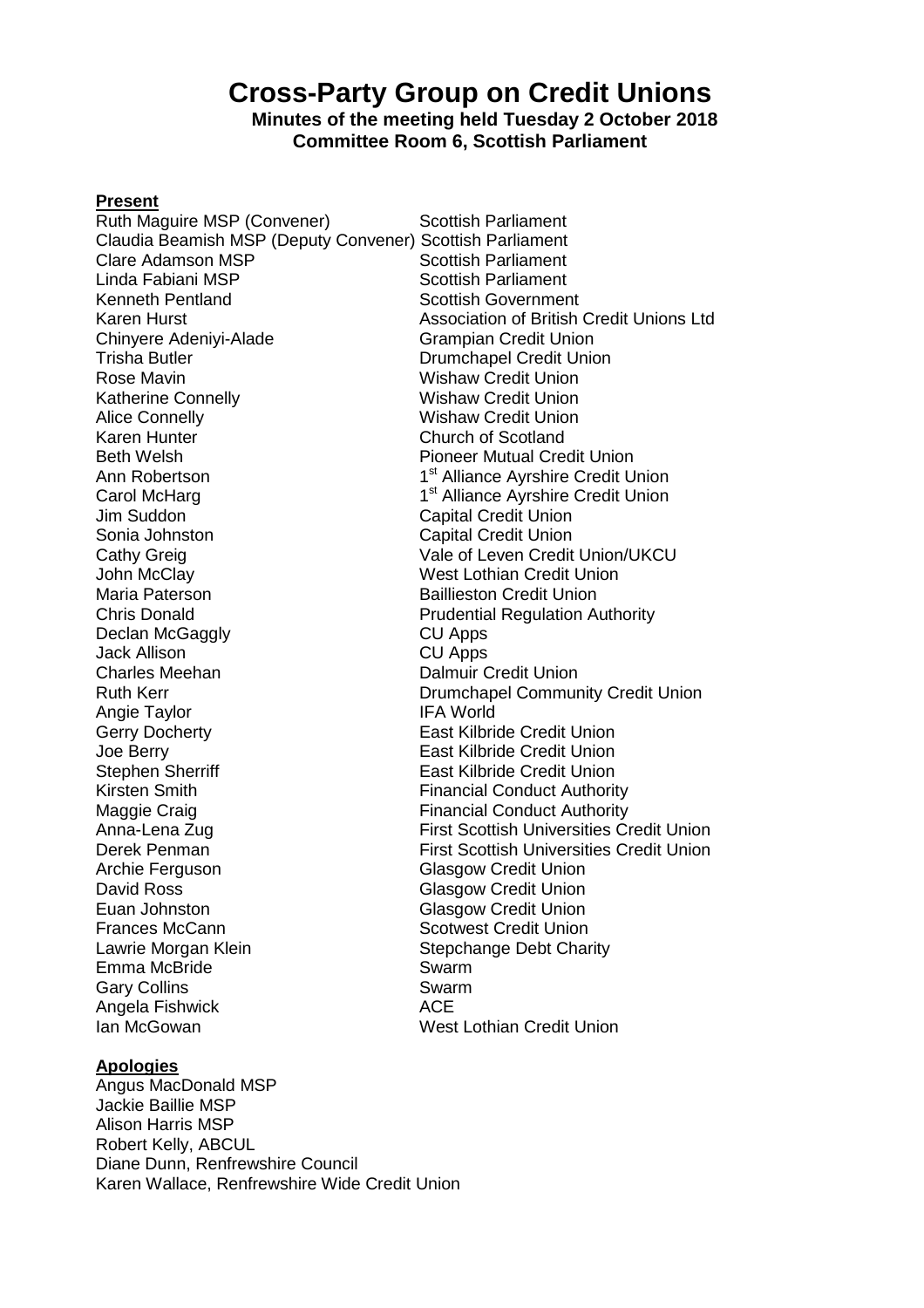# Cross-Party Group on Credit Unions

**Minutes of the meeting held Tuesday 2 October 2018**
**Committee Room 6, Scottish Parliament**

**Present**

| | |
|---|---|
| Ruth Maguire MSP (Convener) | Scottish Parliament |
| Claudia Beamish MSP (Deputy Convener) | Scottish Parliament |
| Clare Adamson MSP | Scottish Parliament |
| Linda Fabiani MSP | Scottish Parliament |
| Kenneth Pentland | Scottish Government |
| Karen Hurst | Association of British Credit Unions Ltd |
| Chinyere Adeniyi-Alade | Grampian Credit Union |
| Trisha Butler | Drumchapel Credit Union |
| Rose Mavin | Wishaw Credit Union |
| Katherine Connelly | Wishaw Credit Union |
| Alice Connelly | Wishaw Credit Union |
| Karen Hunter | Church of Scotland |
| Beth Welsh | Pioneer Mutual Credit Union |
| Ann Robertson | 1st Alliance Ayrshire Credit Union |
| Carol McHarg | 1st Alliance Ayrshire Credit Union |
| Jim Suddon | Capital Credit Union |
| Sonia Johnston | Capital Credit Union |
| Cathy Greig | Vale of Leven Credit Union/UKCU |
| John McClay | West Lothian Credit Union |
| Maria Paterson | Baillieston Credit Union |
| Chris Donald | Prudential Regulation Authority |
| Declan McGaggly | CU Apps |
| Jack Allison | CU Apps |
| Charles Meehan | Dalmuir Credit Union |
| Ruth Kerr | Drumchapel Community Credit Union |
| Angie Taylor | IFA World |
| Gerry Docherty | East Kilbride Credit Union |
| Joe Berry | East Kilbride Credit Union |
| Stephen Sherriff | East Kilbride Credit Union |
| Kirsten Smith | Financial Conduct Authority |
| Maggie Craig | Financial Conduct Authority |
| Anna-Lena Zug | First Scottish Universities Credit Union |
| Derek Penman | First Scottish Universities Credit Union |
| Archie Ferguson | Glasgow Credit Union |
| David Ross | Glasgow Credit Union |
| Euan Johnston | Glasgow Credit Union |
| Frances McCann | Scotwest Credit Union |
| Lawrie Morgan Klein | Stepchange Debt Charity |
| Emma McBride | Swarm |
| Gary Collins | Swarm |
| Angela Fishwick | ACE |
| Ian McGowan | West Lothian Credit Union |

**Apologies**

Angus MacDonald MSP
Jackie Baillie MSP
Alison Harris MSP
Robert Kelly, ABCUL
Diane Dunn, Renfrewshire Council
Karen Wallace, Renfrewshire Wide Credit Union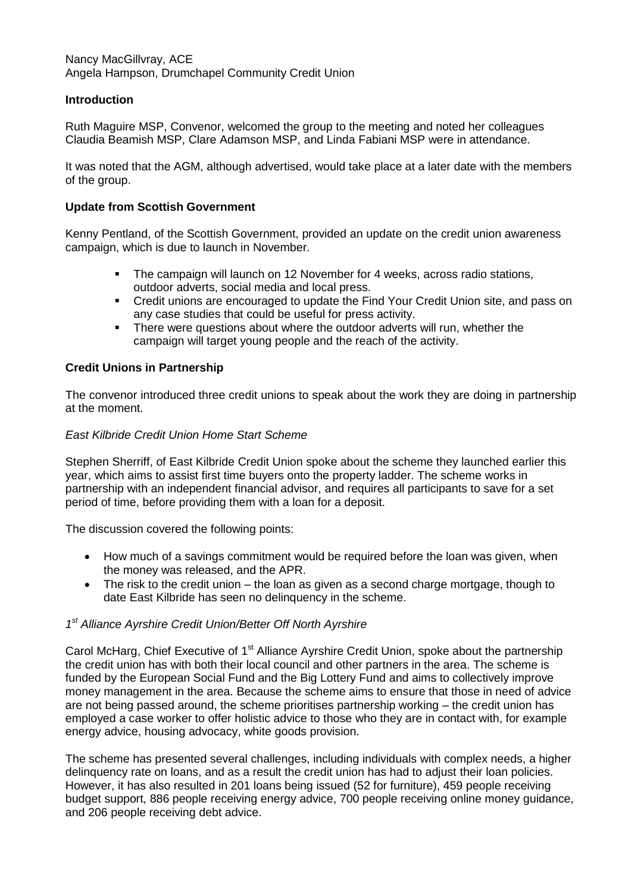Nancy MacGillvray, ACE
Angela Hampson, Drumchapel Community Credit Union

**Introduction**

Ruth Maguire MSP, Convenor, welcomed the group to the meeting and noted her colleagues Claudia Beamish MSP, Clare Adamson MSP, and Linda Fabiani MSP were in attendance.

It was noted that the AGM, although advertised, would take place at a later date with the members of the group.

**Update from Scottish Government**

Kenny Pentland, of the Scottish Government, provided an update on the credit union awareness campaign, which is due to launch in November.

- The campaign will launch on 12 November for 4 weeks, across radio stations, outdoor adverts, social media and local press.
- Credit unions are encouraged to update the Find Your Credit Union site, and pass on any case studies that could be useful for press activity.
- There were questions about where the outdoor adverts will run, whether the campaign will target young people and the reach of the activity.

**Credit Unions in Partnership**

The convenor introduced three credit unions to speak about the work they are doing in partnership at the moment.

*East Kilbride Credit Union Home Start Scheme*

Stephen Sherriff, of East Kilbride Credit Union spoke about the scheme they launched earlier this year, which aims to assist first time buyers onto the property ladder. The scheme works in partnership with an independent financial advisor, and requires all participants to save for a set period of time, before providing them with a loan for a deposit.

The discussion covered the following points:

- How much of a savings commitment would be required before the loan was given, when the money was released, and the APR.
- The risk to the credit union – the loan as given as a second charge mortgage, though to date East Kilbride has seen no delinquency in the scheme.

*1st Alliance Ayrshire Credit Union/Better Off North Ayrshire*

Carol McHarg, Chief Executive of 1st Alliance Ayrshire Credit Union, spoke about the partnership the credit union has with both their local council and other partners in the area. The scheme is funded by the European Social Fund and the Big Lottery Fund and aims to collectively improve money management in the area. Because the scheme aims to ensure that those in need of advice are not being passed around, the scheme prioritises partnership working – the credit union has employed a case worker to offer holistic advice to those who they are in contact with, for example energy advice, housing advocacy, white goods provision.

The scheme has presented several challenges, including individuals with complex needs, a higher delinquency rate on loans, and as a result the credit union has had to adjust their loan policies. However, it has also resulted in 201 loans being issued (52 for furniture), 459 people receiving budget support, 886 people receiving energy advice, 700 people receiving online money guidance, and 206 people receiving debt advice.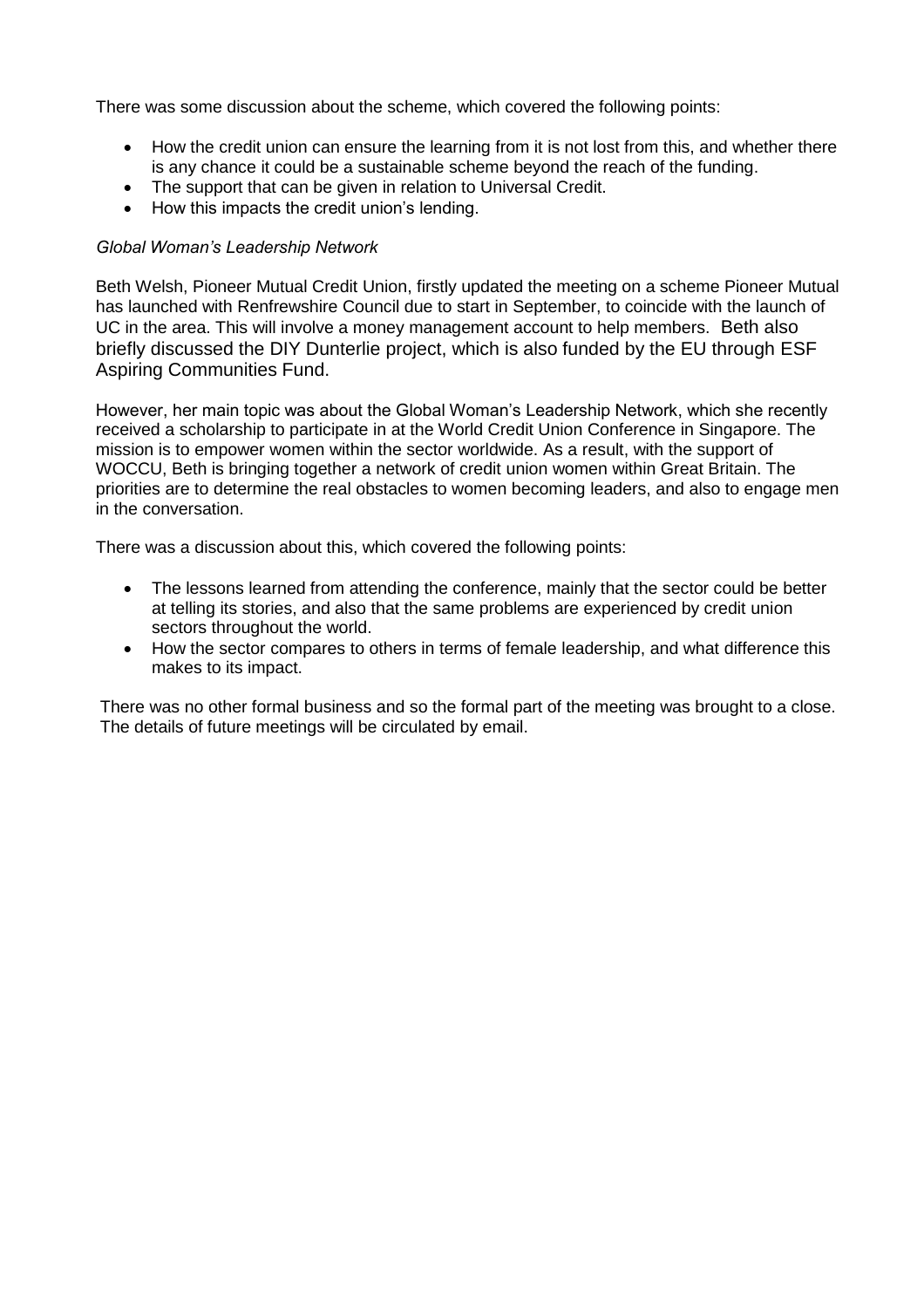There was some discussion about the scheme, which covered the following points:

- How the credit union can ensure the learning from it is not lost from this, and whether there is any chance it could be a sustainable scheme beyond the reach of the funding.
- The support that can be given in relation to Universal Credit.
- How this impacts the credit union's lending.

*Global Woman's Leadership Network*

Beth Welsh, Pioneer Mutual Credit Union, firstly updated the meeting on a scheme Pioneer Mutual has launched with Renfrewshire Council due to start in September, to coincide with the launch of UC in the area. This will involve a money management account to help members. Beth also briefly discussed the DIY Dunterlie project, which is also funded by the EU through ESF Aspiring Communities Fund.

However, her main topic was about the Global Woman's Leadership Network, which she recently received a scholarship to participate in at the World Credit Union Conference in Singapore. The mission is to empower women within the sector worldwide. As a result, with the support of WOCCU, Beth is bringing together a network of credit union women within Great Britain. The priorities are to determine the real obstacles to women becoming leaders, and also to engage men in the conversation.

There was a discussion about this, which covered the following points:

- The lessons learned from attending the conference, mainly that the sector could be better at telling its stories, and also that the same problems are experienced by credit union sectors throughout the world.
- How the sector compares to others in terms of female leadership, and what difference this makes to its impact.

There was no other formal business and so the formal part of the meeting was brought to a close. The details of future meetings will be circulated by email.